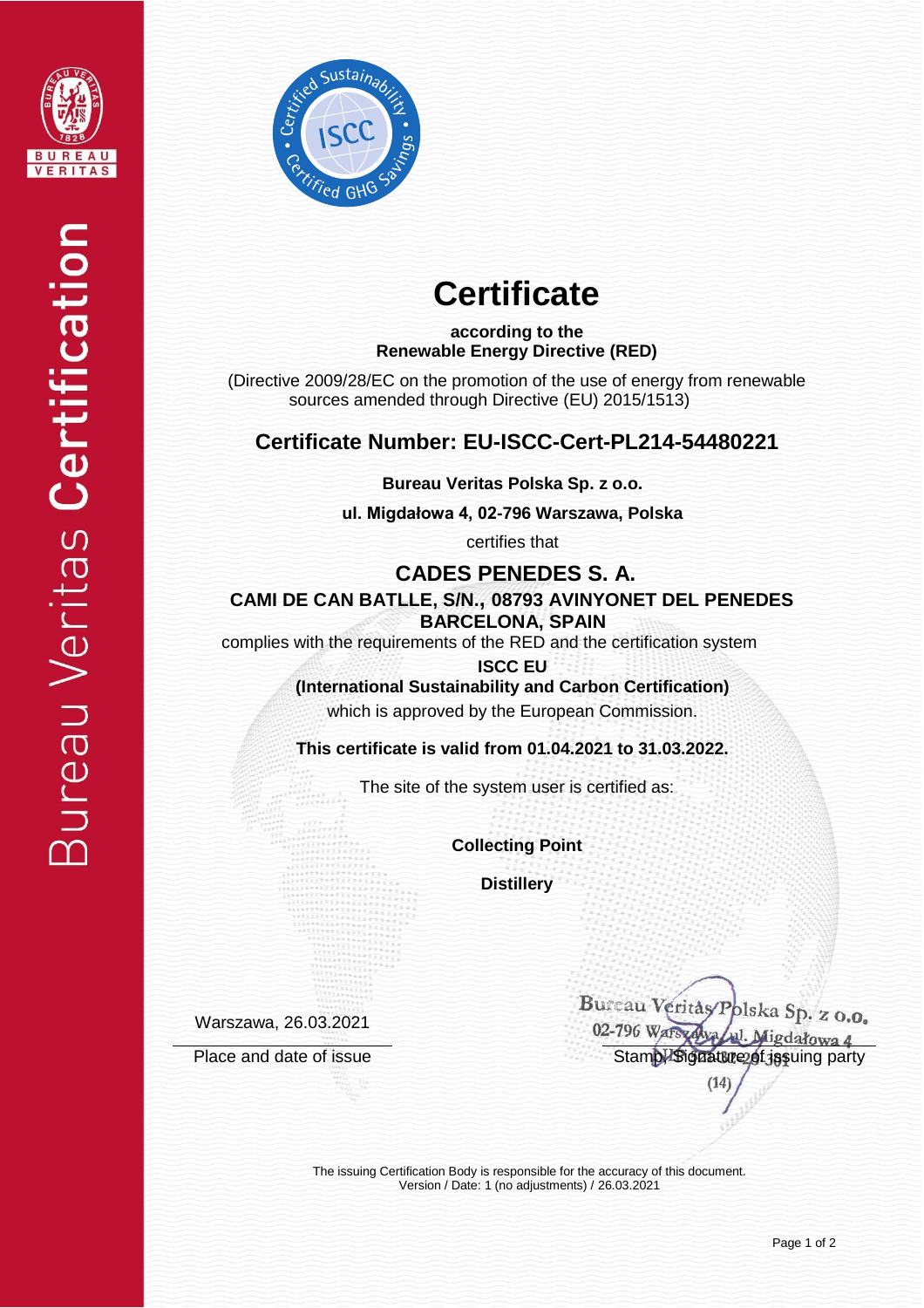# Certificate

**according to the**
**Renewable Energy Directive (RED)**

(Directive 2009/28/EC on the promotion of the use of energy from renewable sources amended through Directive (EU) 2015/1513)

## Certificate Number: EU-ISCC-Cert-PL214-54480221

**Bureau Veritas Polska Sp. z o.o.**

**ul. Migdałowa 4, 02-796 Warszawa, Polska**

certifies that

**CADES PENEDES S. A.**
**CAMI DE CAN BATLLE, S/N., 08793 AVINYONET DEL PENEDES**
**BARCELONA, SPAIN**

complies with the requirements of the RED and the certification system

**ISCC EU**
**(International Sustainability and Carbon Certification)**

which is approved by the European Commission.

**This certificate is valid from 01.04.2021 to 31.03.2022.**

The site of the system user is certified as:

**Collecting Point**

**Distillery**

Warszawa, 26.03.2021

Place and date of issue

Bureau Veritas Polska Sp. z o.o.
02-796 Warszawa, ul. Migdałowa 4
(14)

Stamp, Signature of issuing party

The issuing Certification Body is responsible for the accuracy of this document.
Version / Date: 1 (no adjustments) / 26.03.2021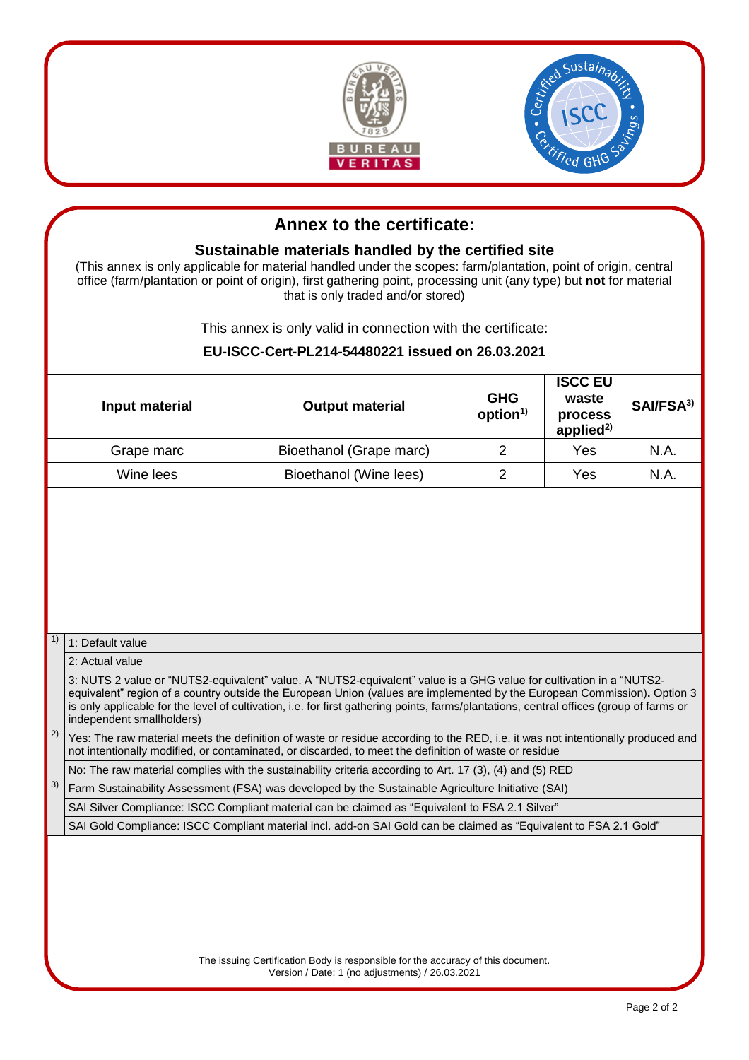# Annex to the certificate:

## Sustainable materials handled by the certified site

(This annex is only applicable for material handled under the scopes: farm/plantation, point of origin, central office (farm/plantation or point of origin), first gathering point, processing unit (any type) but **not** for material that is only traded and/or stored)

This annex is only valid in connection with the certificate:

**EU-ISCC-Cert-PL214-54480221 issued on 26.03.2021**

| Input material | Output material | GHG option[1)] | ISCC EU waste process applied[2)] | SAI/FSA[3)] |
|---|---|---|---|---|
| Grape marc | Bioethanol (Grape marc) | 2 | Yes | N.A. |
| Wine lees | Bioethanol (Wine lees) | 2 | Yes | N.A. |

| | |
|---|---|
| 1) | 1: Default value |
| | 2: Actual value |
| | 3: NUTS 2 value or "NUTS2-equivalent" value. A "NUTS2-equivalent" value is a GHG value for cultivation in a "NUTS2-equivalent" region of a country outside the European Union (values are implemented by the European Commission). Option 3 is only applicable for the level of cultivation, i.e. for first gathering points, farms/plantations, central offices (group of farms or independent smallholders) |
| 2) | Yes: The raw material meets the definition of waste or residue according to the RED, i.e. it was not intentionally produced and not intentionally modified, or contaminated, or discarded, to meet the definition of waste or residue |
| | No: The raw material complies with the sustainability criteria according to Art. 17 (3), (4) and (5) RED |
| 3) | Farm Sustainability Assessment (FSA) was developed by the Sustainable Agriculture Initiative (SAI) |
| | SAI Silver Compliance: ISCC Compliant material can be claimed as "Equivalent to FSA 2.1 Silver" |
| | SAI Gold Compliance: ISCC Compliant material incl. add-on SAI Gold can be claimed as "Equivalent to FSA 2.1 Gold" |

The issuing Certification Body is responsible for the accuracy of this document.
Version / Date: 1 (no adjustments) / 26.03.2021